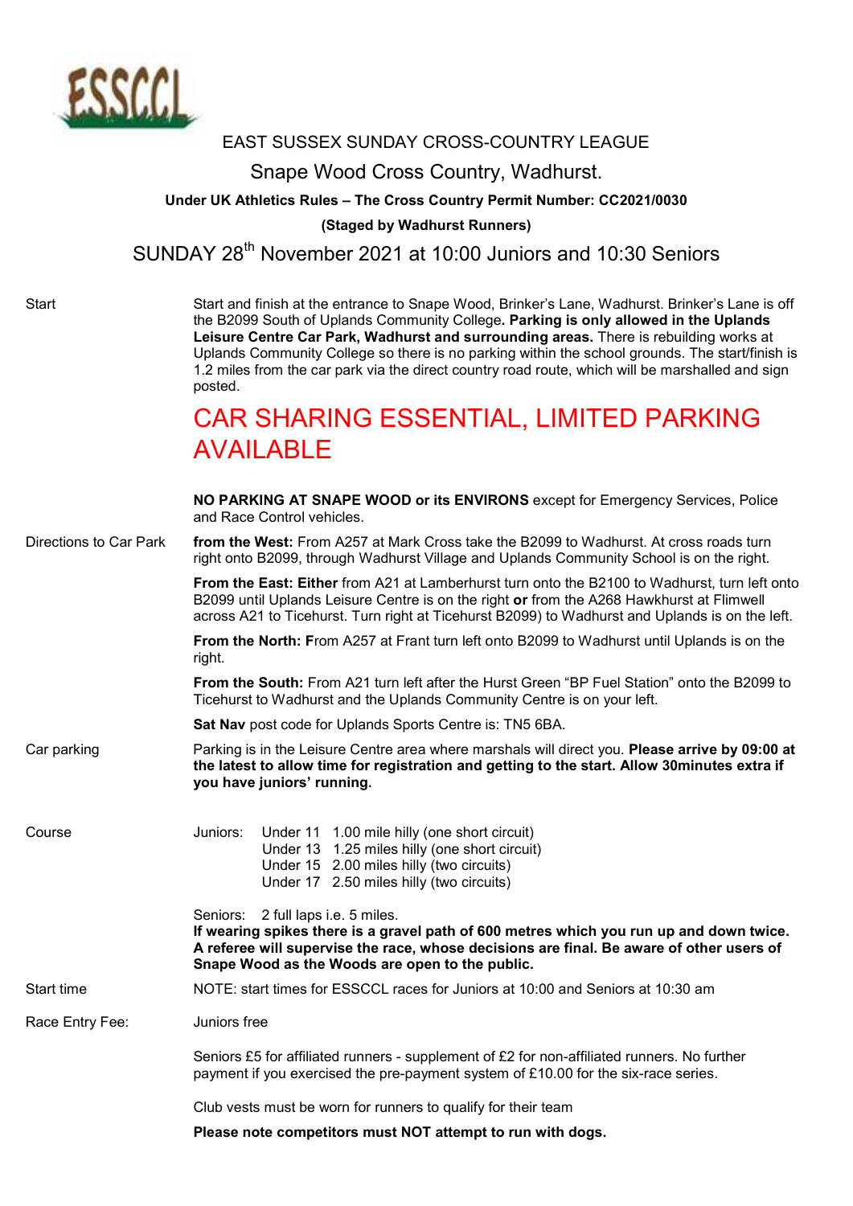ESSCCL

# EAST SUSSEX SUNDAY CROSS-COUNTRY LEAGUE

## Snape Wood Cross Country, Wadhurst.

**Under UK Athletics Rules – The Cross Country Permit Number: CC2021/0030**

**(Staged by Wadhurst Runners)**

## SUNDAY 28th November 2021 at 10:00 Juniors and 10:30 Seniors

**Start**

Start and finish at the entrance to Snape Wood, Brinker's Lane, Wadhurst. Brinker's Lane is off the B2099 South of Uplands Community College**. Parking is only allowed in the Uplands Leisure Centre Car Park, Wadhurst and surrounding areas.** There is rebuilding works at Uplands Community College so there is no parking within the school grounds. The start/finish is 1.2 miles from the car park via the direct country road route, which will be marshalled and sign posted.

## CAR SHARING ESSENTIAL, LIMITED PARKING AVAILABLE

**NO PARKING AT SNAPE WOOD or its ENVIRONS** except for Emergency Services, Police and Race Control vehicles.

**Directions to Car Park**

**from the West:** From A257 at Mark Cross take the B2099 to Wadhurst. At cross roads turn right onto B2099, through Wadhurst Village and Uplands Community School is on the right.

**From the East: Either** from A21 at Lamberhurst turn onto the B2100 to Wadhurst, turn left onto B2099 until Uplands Leisure Centre is on the right **or** from the A268 Hawkhurst at Flimwell across A21 to Ticehurst. Turn right at Ticehurst B2099) to Wadhurst and Uplands is on the left.

**From the North: F**rom A257 at Frant turn left onto B2099 to Wadhurst until Uplands is on the right.

**From the South:** From A21 turn left after the Hurst Green "BP Fuel Station" onto the B2099 to Ticehurst to Wadhurst and the Uplands Community Centre is on your left.

**Sat Nav** post code for Uplands Sports Centre is: TN5 6BA.

**Car parking**

Parking is in the Leisure Centre area where marshals will direct you. **Please arrive by 09:00 at the latest to allow time for registration and getting to the start. Allow 30minutes extra if you have juniors' running.**

**Course**

Juniors:
- Under 11 1.00 mile hilly (one short circuit)
- Under 13 1.25 miles hilly (one short circuit)
- Under 15 2.00 miles hilly (two circuits)
- Under 17 2.50 miles hilly (two circuits)

Seniors: 2 full laps i.e. 5 miles.

**If wearing spikes there is a gravel path of 600 metres which you run up and down twice. A referee will supervise the race, whose decisions are final. Be aware of other users of Snape Wood as the Woods are open to the public.**

**Start time**

NOTE: start times for ESSCCL races for Juniors at 10:00 and Seniors at 10:30 am

**Race Entry Fee:**

Juniors free

Seniors £5 for affiliated runners - supplement of £2 for non-affiliated runners. No further payment if you exercised the pre-payment system of £10.00 for the six-race series.

Club vests must be worn for runners to qualify for their team

**Please note competitors must NOT attempt to run with dogs.**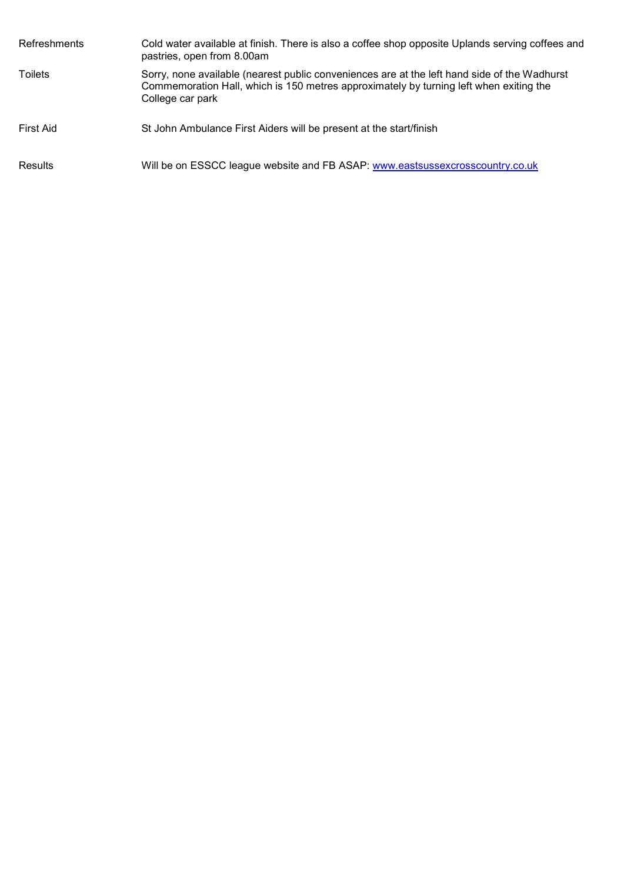| | |
|---|---|
| Refreshments | Cold water available at finish. There is also a coffee shop opposite Uplands serving coffees and pastries, open from 8.00am |
| Toilets | Sorry, none available (nearest public conveniences are at the left hand side of the Wadhurst Commemoration Hall, which is 150 metres approximately by turning left when exiting the College car park |
| First Aid | St John Ambulance First Aiders will be present at the start/finish |
| Results | Will be on ESSCC league website and FB ASAP: [www.eastsussexcrosscountry.co.uk](http://www.eastsussexcrosscountry.co.uk) |